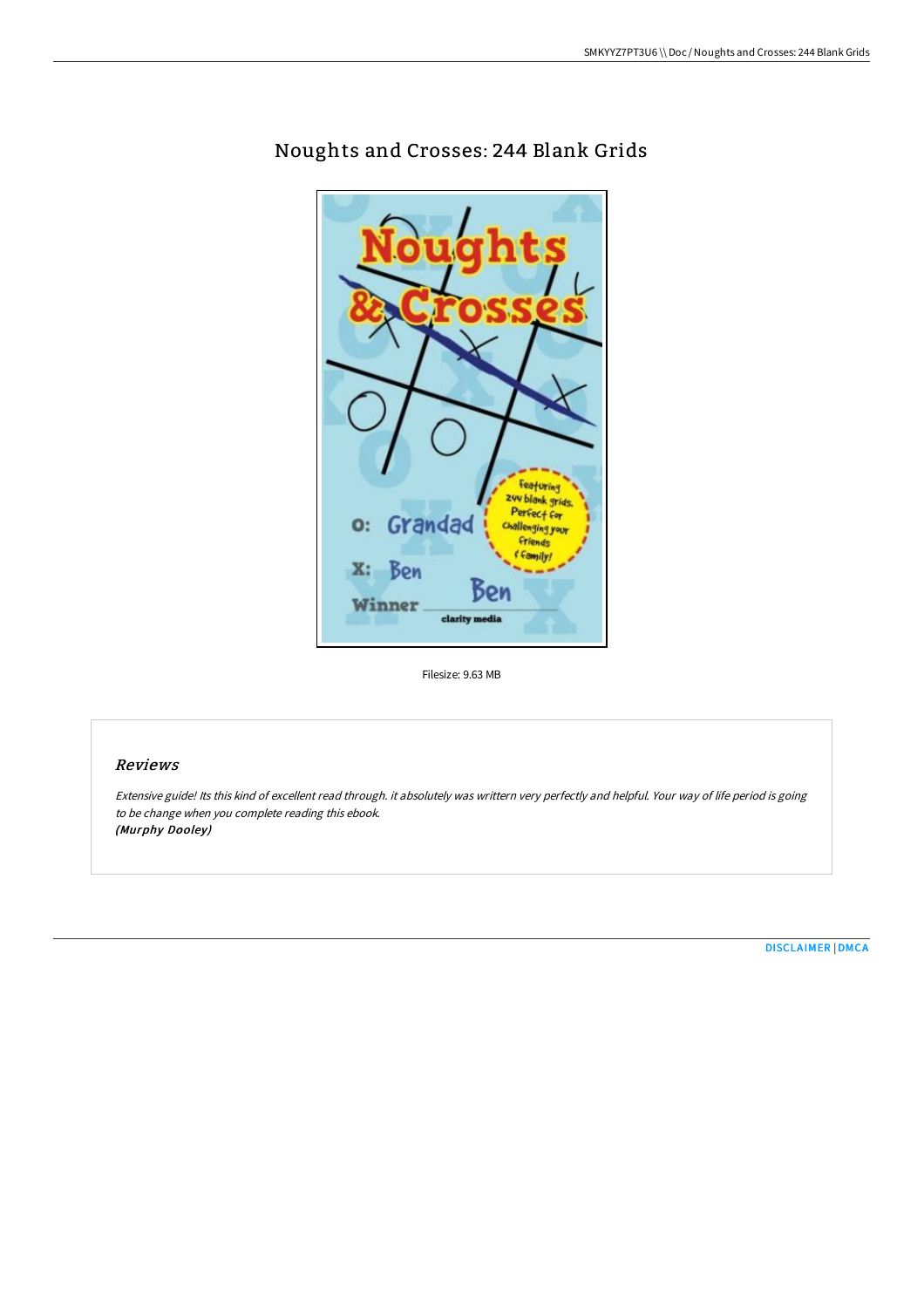# Noughts and Crosses: 244 Blank Grids

Filesize: 9.63 MB

## *Reviews*

*Extensive guide! Its this kind of excellent read through. it absolutely was writtern very perfectly and helpful. Your way of life period is going to be change when you complete reading this ebook.*
***(Murphy Dooley)***

DISCLAIMER | DMCA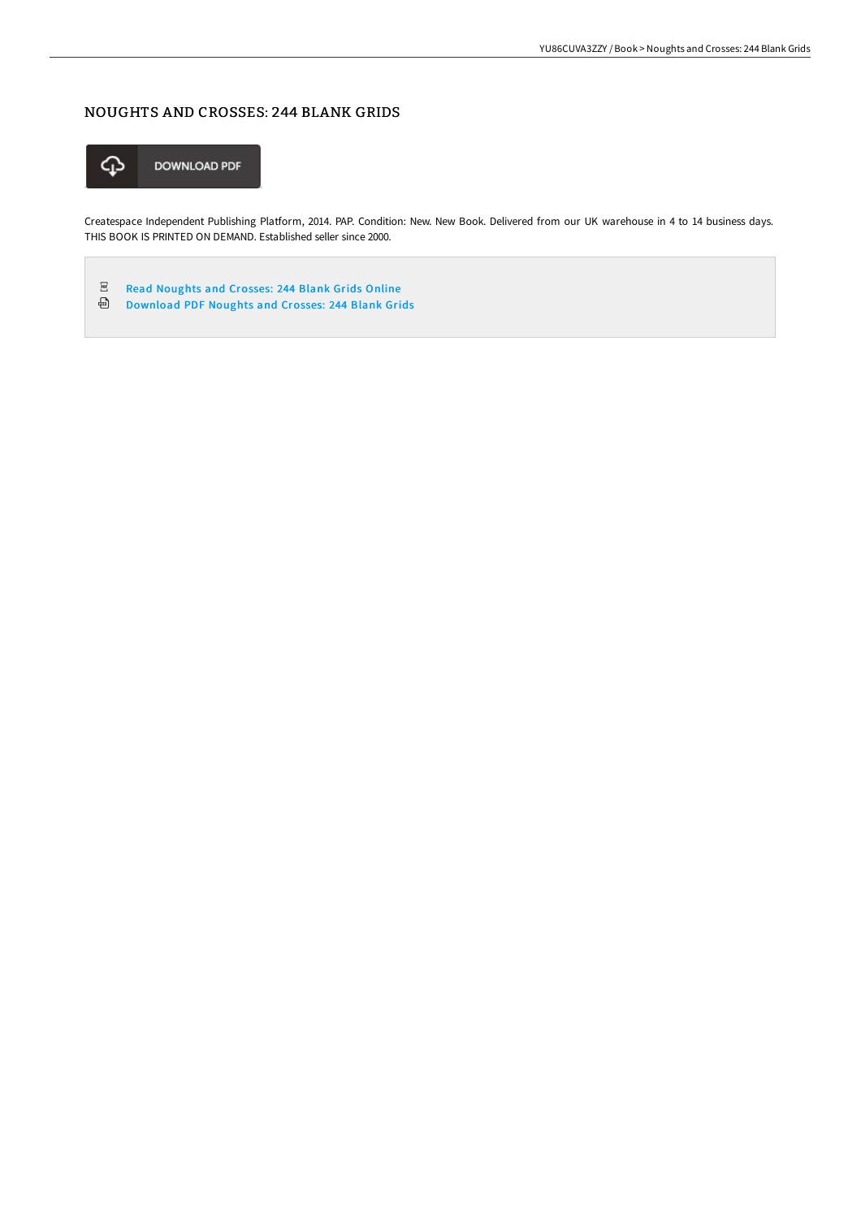# NOUGHTS AND CROSSES: 244 BLANK GRIDS

DOWNLOAD PDF

Createspace Independent Publishing Platform, 2014. PAP. Condition: New. New Book. Delivered from our UK warehouse in 4 to 14 business days. THIS BOOK IS PRINTED ON DEMAND. Established seller since 2000.

- Read Noughts and Crosses: 244 Blank Grids Online
- Download PDF Noughts and Crosses: 244 Blank Grids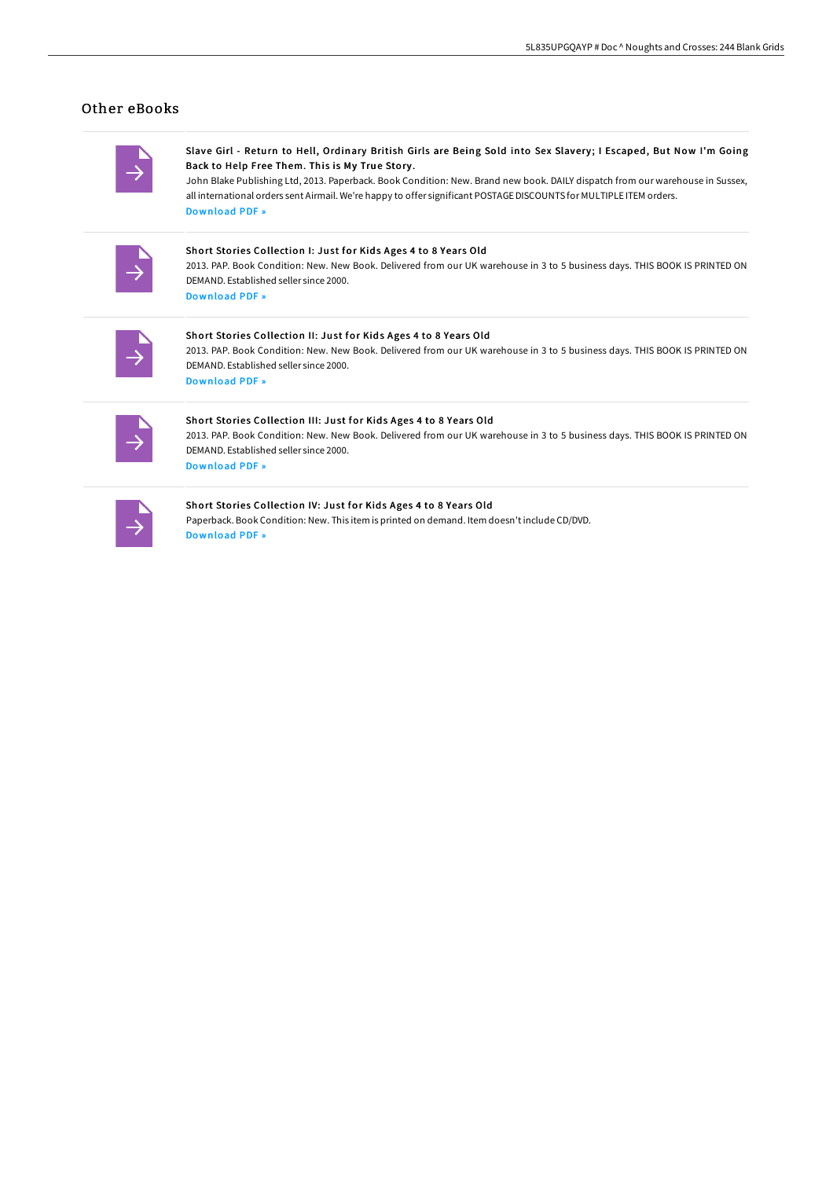## Other eBooks

**Slave Girl - Return to Hell, Ordinary British Girls are Being Sold into Sex Slavery; I Escaped, But Now I'm Going Back to Help Free Them. This is My True Story.**

John Blake Publishing Ltd, 2013. Paperback. Book Condition: New. Brand new book. DAILY dispatch from our warehouse in Sussex, all international orders sent Airmail. We're happy to offer significant POSTAGE DISCOUNTS for MULTIPLE ITEM orders.

Download PDF »

**Short Stories Collection I: Just for Kids Ages 4 to 8 Years Old**

2013. PAP. Book Condition: New. New Book. Delivered from our UK warehouse in 3 to 5 business days. THIS BOOK IS PRINTED ON DEMAND. Established seller since 2000.

Download PDF »

**Short Stories Collection II: Just for Kids Ages 4 to 8 Years Old**

2013. PAP. Book Condition: New. New Book. Delivered from our UK warehouse in 3 to 5 business days. THIS BOOK IS PRINTED ON DEMAND. Established seller since 2000.

Download PDF »

**Short Stories Collection III: Just for Kids Ages 4 to 8 Years Old**

2013. PAP. Book Condition: New. New Book. Delivered from our UK warehouse in 3 to 5 business days. THIS BOOK IS PRINTED ON DEMAND. Established seller since 2000.

Download PDF »

**Short Stories Collection IV: Just for Kids Ages 4 to 8 Years Old**

Paperback. Book Condition: New. This item is printed on demand. Item doesn't include CD/DVD.

Download PDF »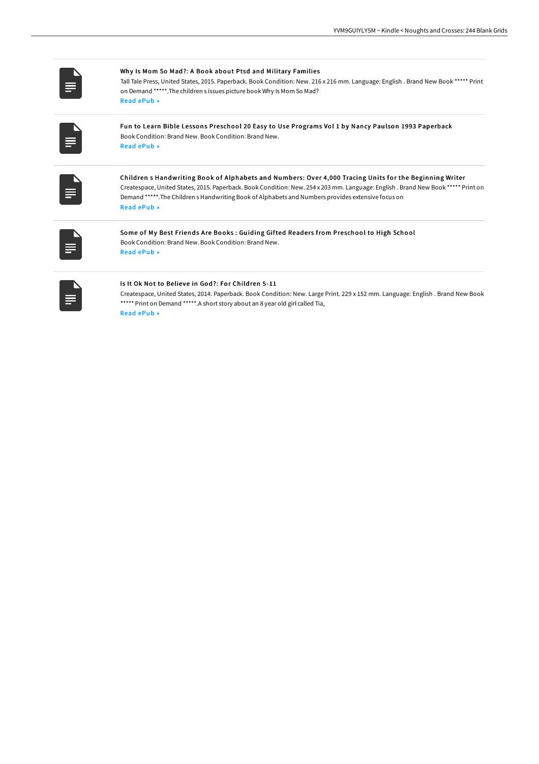### Why Is Mom So Mad?: A Book about Ptsd and Military Families

Tall Tale Press, United States, 2015. Paperback. Book Condition: New. 216 x 216 mm. Language: English . Brand New Book ***** Print on Demand *****.The children s issues picture book Why Is Mom So Mad?

Read ePub »

### Fun to Learn Bible Lessons Preschool 20 Easy to Use Programs Vol 1 by Nancy Paulson 1993 Paperback

Book Condition: Brand New. Book Condition: Brand New.

Read ePub »

### Children s Handwriting Book of Alphabets and Numbers: Over 4,000 Tracing Units for the Beginning Writer

Createspace, United States, 2015. Paperback. Book Condition: New. 254 x 203 mm. Language: English . Brand New Book ***** Print on Demand *****.The Children s Handwriting Book of Alphabets and Numbers provides extensive focus on

Read ePub »

### Some of My Best Friends Are Books : Guiding Gifted Readers from Preschool to High School

Book Condition: Brand New. Book Condition: Brand New.

Read ePub »

### Is It Ok Not to Believe in God?: For Children 5-11

Createspace, United States, 2014. Paperback. Book Condition: New. Large Print. 229 x 152 mm. Language: English . Brand New Book ***** Print on Demand *****.A short story about an 8 year old girl called Tia,

Read ePub »